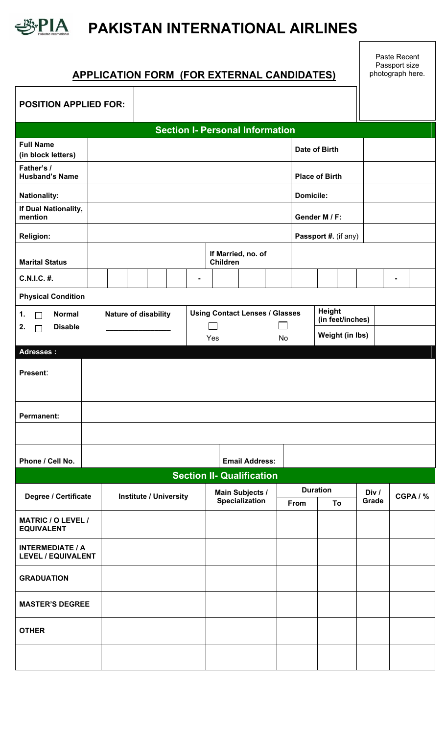# PAKISTAN INTERNATIONAL AIRLINES

Paste Recent Passport size photograph here.

## APPLICATION FORM (FOR EXTERNAL CANDIDATES)

| **POSITION APPLIED FOR:** | |
|---|---|

## Section I- Personal Information

| | | | |
|---|---|---|---|
| **Full Name (in block letters)** | | **Date of Birth** | |
| **Father's / Husband's Name** | | **Place of Birth** | |
| **Nationality:** | | **Domicile:** | |
| **If Dual Nationality, mention** | | **Gender M / F:** | |
| **Religion:** | | **Passport #.** (if any) | |
| **Marital Status** | | **If Married, no. of Children** | |

| **C.N.I.C. #.** | | | | | | - | | | | | | | | - | |
|---|---|---|---|---|---|---|---|---|---|---|---|---|---|---|---|

**Physical Condition**

| | | | |
|---|---|---|---|
| 1. ☐ **Normal**<br>2. ☐ **Disable** | **Nature of disability** ______________ | **Using Contact Lenses / Glasses**<br>☐ Yes ☐ No | **Height (in feet/inches)** ____<br>**Weight (in lbs)** ____ |

**Adresses :**

| | |
|---|---|
| **Present**: | |
| | |
| **Permanent:** | |
| | |

| **Phone / Cell No.** | | **Email Address:** | |
|---|---|---|---|

## Section II- Qualification

| Degree / Certificate | Institute / University | Main Subjects / Specialization | Duration | | Div / Grade | CGPA / % |
|---|---|---|---|---|---|---|
| | | | From | To | | |
| **MATRIC / O LEVEL / EQUIVALENT** | | | | | | |
| **INTERMEDIATE / A LEVEL / EQUIVALENT** | | | | | | |
| **GRADUATION** | | | | | | |
| **MASTER'S DEGREE** | | | | | | |
| **OTHER** | | | | | | |
| | | | | | | |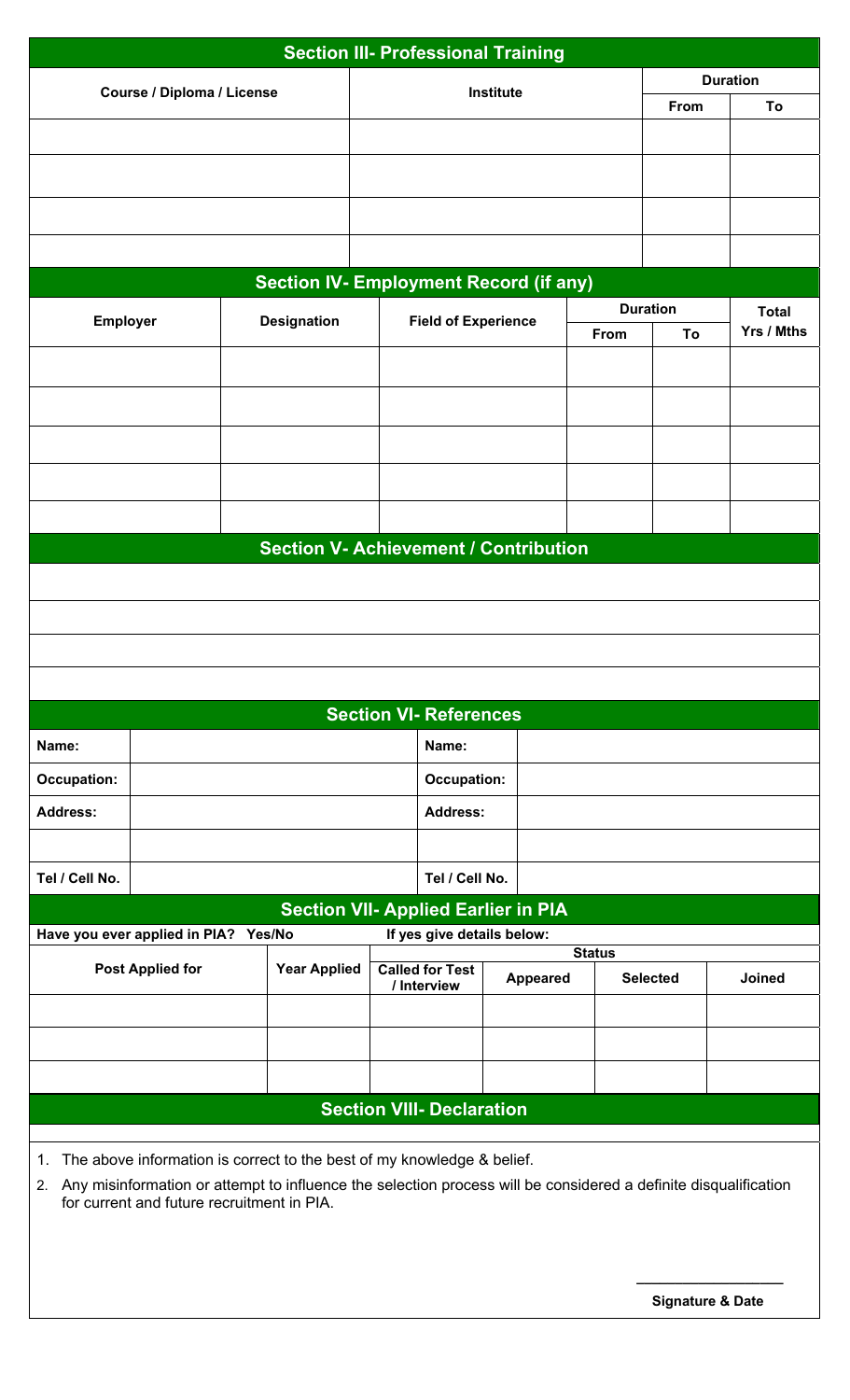## Section III- Professional Training

| Course / Diploma / License | Institute | Duration | |
|---|---|---|---|
| | | From | To |
| | | | |
| | | | |
| | | | |
| | | | |

## Section IV- Employment Record (if any)

| Employer | Designation | Field of Experience | Duration | | Total Yrs / Mths |
|---|---|---|---|---|---|
| | | | From | To | |
| | | | | | |
| | | | | | |
| | | | | | |
| | | | | | |
| | | | | | |

## Section V- Achievement / Contribution

| |
|---|
| |
| |
| |
| |

## Section VI- References

| | | | |
|---|---|---|---|
| Name: | | Name: | |
| Occupation: | | Occupation: | |
| Address: | | Address: | |
| | | | |
| Tel / Cell No. | | Tel / Cell No. | |

## Section VII- Applied Earlier in PIA

Have you ever applied in PIA? Yes/No If yes give details below:

| Post Applied for | Year Applied | Status | | | |
|---|---|---|---|---|---|
| | | Called for Test / Interview | Appeared | Selected | Joined |
| | | | | | |
| | | | | | |
| | | | | | |

## Section VIII- Declaration

1. The above information is correct to the best of my knowledge & belief.
2. Any misinformation or attempt to influence the selection process will be considered a definite disqualification for current and future recruitment in PIA.

Signature & Date